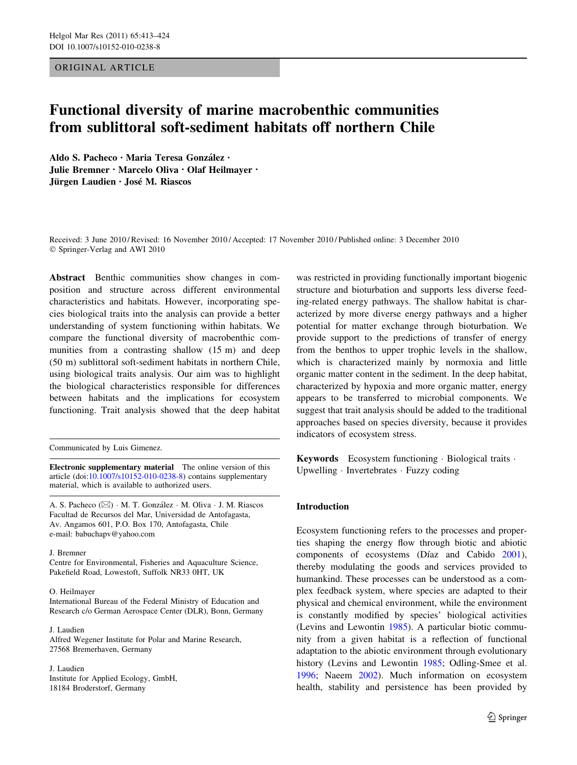ORIGINAL ARTICLE

# Functional diversity of marine macrobenthic communities from sublittoral soft-sediment habitats off northern Chile

**Aldo S. Pacheco · Maria Teresa González · Julie Bremner · Marcelo Oliva · Olaf Heilmayer · Jürgen Laudien · José M. Riascos**

Received: 3 June 2010 / Revised: 16 November 2010 / Accepted: 17 November 2010 / Published online: 3 December 2010
© Springer-Verlag and AWI 2010

**Abstract** Benthic communities show changes in composition and structure across different environmental characteristics and habitats. However, incorporating species biological traits into the analysis can provide a better understanding of system functioning within habitats. We compare the functional diversity of macrobenthic communities from a contrasting shallow (15 m) and deep (50 m) sublittoral soft-sediment habitats in northern Chile, using biological traits analysis. Our aim was to highlight the biological characteristics responsible for differences between habitats and the implications for ecosystem functioning. Trait analysis showed that the deep habitat was restricted in providing functionally important biogenic structure and bioturbation and supports less diverse feeding-related energy pathways. The shallow habitat is characterized by more diverse energy pathways and a higher potential for matter exchange through bioturbation. We provide support to the predictions of transfer of energy from the benthos to upper trophic levels in the shallow, which is characterized mainly by normoxia and little organic matter content in the sediment. In the deep habitat, characterized by hypoxia and more organic matter, energy appears to be transferred to microbial components. We suggest that trait analysis should be added to the traditional approaches based on species diversity, because it provides indicators of ecosystem stress.

**Keywords** Ecosystem functioning · Biological traits · Upwelling · Invertebrates · Fuzzy coding

Communicated by Luis Gimenez.

**Electronic supplementary material** The online version of this article (doi:10.1007/s10152-010-0238-8) contains supplementary material, which is available to authorized users.

A. S. Pacheco (✉) · M. T. González · M. Oliva · J. M. Riascos
Facultad de Recursos del Mar, Universidad de Antofagasta, Av. Angamos 601, P.O. Box 170, Antofagasta, Chile
e-mail: babuchapv@yahoo.com

J. Bremner
Centre for Environmental, Fisheries and Aquaculture Science, Pakefield Road, Lowestoft, Suffolk NR33 0HT, UK

O. Heilmayer
International Bureau of the Federal Ministry of Education and Research c/o German Aerospace Center (DLR), Bonn, Germany

J. Laudien
Alfred Wegener Institute for Polar and Marine Research, 27568 Bremerhaven, Germany

J. Laudien
Institute for Applied Ecology, GmbH, 18184 Broderstorf, Germany

## Introduction

Ecosystem functioning refers to the processes and properties shaping the energy flow through biotic and abiotic components of ecosystems (Díaz and Cabido 2001), thereby modulating the goods and services provided to humankind. These processes can be understood as a complex feedback system, where species are adapted to their physical and chemical environment, while the environment is constantly modified by species' biological activities (Levins and Lewontin 1985). A particular biotic community from a given habitat is a reflection of functional adaptation to the abiotic environment through evolutionary history (Levins and Lewontin 1985; Odling-Smee et al. 1996; Naeem 2002). Much information on ecosystem health, stability and persistence has been provided by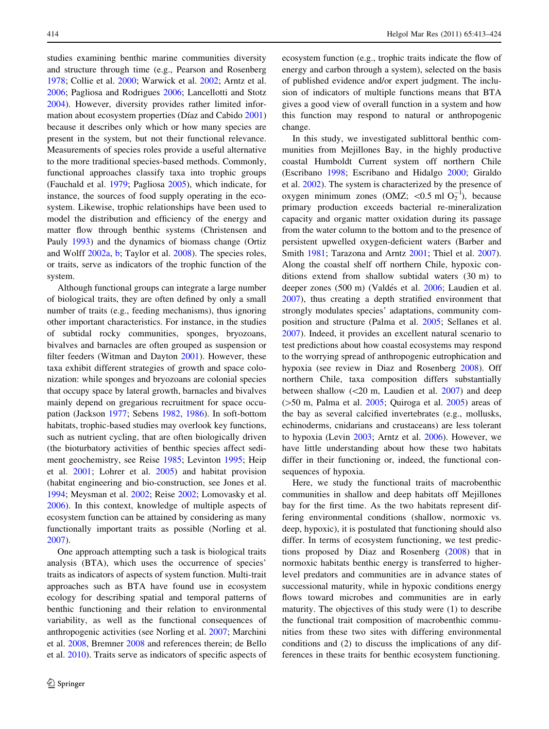studies examining benthic marine communities diversity and structure through time (e.g., Pearson and Rosenberg 1978; Collie et al. 2000; Warwick et al. 2002; Arntz et al. 2006; Pagliosa and Rodrigues 2006; Lancellotti and Stotz 2004). However, diversity provides rather limited information about ecosystem properties (Díaz and Cabido 2001) because it describes only which or how many species are present in the system, but not their functional relevance. Measurements of species roles provide a useful alternative to the more traditional species-based methods. Commonly, functional approaches classify taxa into trophic groups (Fauchald et al. 1979; Pagliosa 2005), which indicate, for instance, the sources of food supply operating in the ecosystem. Likewise, trophic relationships have been used to model the distribution and efficiency of the energy and matter flow through benthic systems (Christensen and Pauly 1993) and the dynamics of biomass change (Ortiz and Wolff 2002a, b; Taylor et al. 2008). The species roles, or traits, serve as indicators of the trophic function of the system.

Although functional groups can integrate a large number of biological traits, they are often defined by only a small number of traits (e.g., feeding mechanisms), thus ignoring other important characteristics. For instance, in the studies of subtidal rocky communities, sponges, bryozoans, bivalves and barnacles are often grouped as suspension or filter feeders (Witman and Dayton 2001). However, these taxa exhibit different strategies of growth and space colonization: while sponges and bryozoans are colonial species that occupy space by lateral growth, barnacles and bivalves mainly depend on gregarious recruitment for space occupation (Jackson 1977; Sebens 1982, 1986). In soft-bottom habitats, trophic-based studies may overlook key functions, such as nutrient cycling, that are often biologically driven (the bioturbatory activities of benthic species affect sediment geochemistry, see Reise 1985; Levinton 1995; Heip et al. 2001; Lohrer et al. 2005) and habitat provision (habitat engineering and bio-construction, see Jones et al. 1994; Meysman et al. 2002; Reise 2002; Lomovasky et al. 2006). In this context, knowledge of multiple aspects of ecosystem function can be attained by considering as many functionally important traits as possible (Norling et al. 2007).

One approach attempting such a task is biological traits analysis (BTA), which uses the occurrence of species' traits as indicators of aspects of system function. Multi-trait approaches such as BTA have found use in ecosystem ecology for describing spatial and temporal patterns of benthic functioning and their relation to environmental variability, as well as the functional consequences of anthropogenic activities (see Norling et al. 2007; Marchini et al. 2008, Bremner 2008 and references therein; de Bello et al. 2010). Traits serve as indicators of specific aspects of ecosystem function (e.g., trophic traits indicate the flow of energy and carbon through a system), selected on the basis of published evidence and/or expert judgment. The inclusion of indicators of multiple functions means that BTA gives a good view of overall function in a system and how this function may respond to natural or anthropogenic change.

In this study, we investigated sublittoral benthic communities from Mejillones Bay, in the highly productive coastal Humboldt Current system off northern Chile (Escribano 1998; Escribano and Hidalgo 2000; Giraldo et al. 2002). The system is characterized by the presence of oxygen minimum zones (OMZ; <0.5 ml $O_2^{-1}$), because primary production exceeds bacterial re-mineralization capacity and organic matter oxidation during its passage from the water column to the bottom and to the presence of persistent upwelled oxygen-deficient waters (Barber and Smith 1981; Tarazona and Arntz 2001; Thiel et al. 2007). Along the coastal shelf off northern Chile, hypoxic conditions extend from shallow subtidal waters (30 m) to deeper zones (500 m) (Valdés et al. 2006; Laudien et al. 2007), thus creating a depth stratified environment that strongly modulates species' adaptations, community composition and structure (Palma et al. 2005; Sellanes et al. 2007). Indeed, it provides an excellent natural scenario to test predictions about how coastal ecosystems may respond to the worrying spread of anthropogenic eutrophication and hypoxia (see review in Diaz and Rosenberg 2008). Off northern Chile, taxa composition differs substantially between shallow (<20 m, Laudien et al. 2007) and deep (>50 m, Palma et al. 2005; Quiroga et al. 2005) areas of the bay as several calcified invertebrates (e.g., mollusks, echinoderms, cnidarians and crustaceans) are less tolerant to hypoxia (Levin 2003; Arntz et al. 2006). However, we have little understanding about how these two habitats differ in their functioning or, indeed, the functional consequences of hypoxia.

Here, we study the functional traits of macrobenthic communities in shallow and deep habitats off Mejillones bay for the first time. As the two habitats represent differing environmental conditions (shallow, normoxic vs. deep, hypoxic), it is postulated that functioning should also differ. In terms of ecosystem functioning, we test predictions proposed by Diaz and Rosenberg (2008) that in normoxic habitats benthic energy is transferred to higher-level predators and communities are in advance states of successional maturity, while in hypoxic conditions energy flows toward microbes and communities are in early maturity. The objectives of this study were (1) to describe the functional trait composition of macrobenthic communities from these two sites with differing environmental conditions and (2) to discuss the implications of any differences in these traits for benthic ecosystem functioning.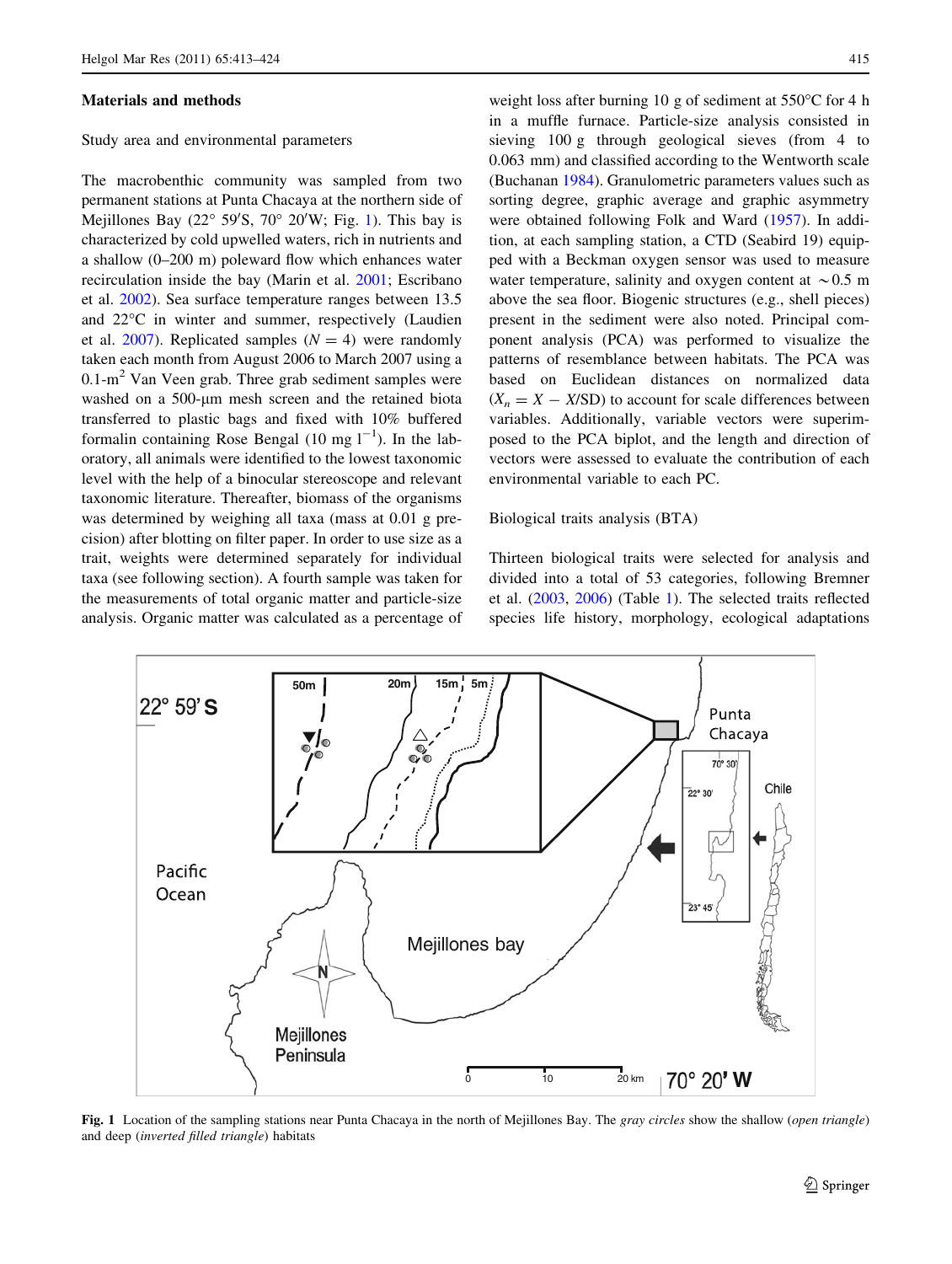## Materials and methods

### Study area and environmental parameters

The macrobenthic community was sampled from two permanent stations at Punta Chacaya at the northern side of Mejillones Bay (22° 59′S, 70° 20′W; Fig. 1). This bay is characterized by cold upwelled waters, rich in nutrients and a shallow (0–200 m) poleward flow which enhances water recirculation inside the bay (Marin et al. 2001; Escribano et al. 2002). Sea surface temperature ranges between 13.5 and 22°C in winter and summer, respectively (Laudien et al. 2007). Replicated samples ($N = 4$) were randomly taken each month from August 2006 to March 2007 using a 0.1-m$^2$ Van Veen grab. Three grab sediment samples were washed on a 500-μm mesh screen and the retained biota transferred to plastic bags and fixed with 10% buffered formalin containing Rose Bengal (10 mg l$^{-1}$). In the laboratory, all animals were identified to the lowest taxonomic level with the help of a binocular stereoscope and relevant taxonomic literature. Thereafter, biomass of the organisms was determined by weighing all taxa (mass at 0.01 g precision) after blotting on filter paper. In order to use size as a trait, weights were determined separately for individual taxa (see following section). A fourth sample was taken for the measurements of total organic matter and particle-size analysis. Organic matter was calculated as a percentage of weight loss after burning 10 g of sediment at 550°C for 4 h in a muffle furnace. Particle-size analysis consisted in sieving 100 g through geological sieves (from 4 to 0.063 mm) and classified according to the Wentworth scale (Buchanan 1984). Granulometric parameters values such as sorting degree, graphic average and graphic asymmetry were obtained following Folk and Ward (1957). In addition, at each sampling station, a CTD (Seabird 19) equipped with a Beckman oxygen sensor was used to measure water temperature, salinity and oxygen content at ~0.5 m above the sea floor. Biogenic structures (e.g., shell pieces) present in the sediment were also noted. Principal component analysis (PCA) was performed to visualize the patterns of resemblance between habitats. The PCA was based on Euclidean distances on normalized data ($X_n = X - X/\mathrm{SD}$) to account for scale differences between variables. Additionally, variable vectors were superimposed to the PCA biplot, and the length and direction of vectors were assessed to evaluate the contribution of each environmental variable to each PC.

### Biological traits analysis (BTA)

Thirteen biological traits were selected for analysis and divided into a total of 53 categories, following Bremner et al. (2003, 2006) (Table 1). The selected traits reflected species life history, morphology, ecological adaptations

**Fig. 1** Location of the sampling stations near Punta Chacaya in the north of Mejillones Bay. The *gray circles* show the shallow (*open triangle*) and deep (*inverted filled triangle*) habitats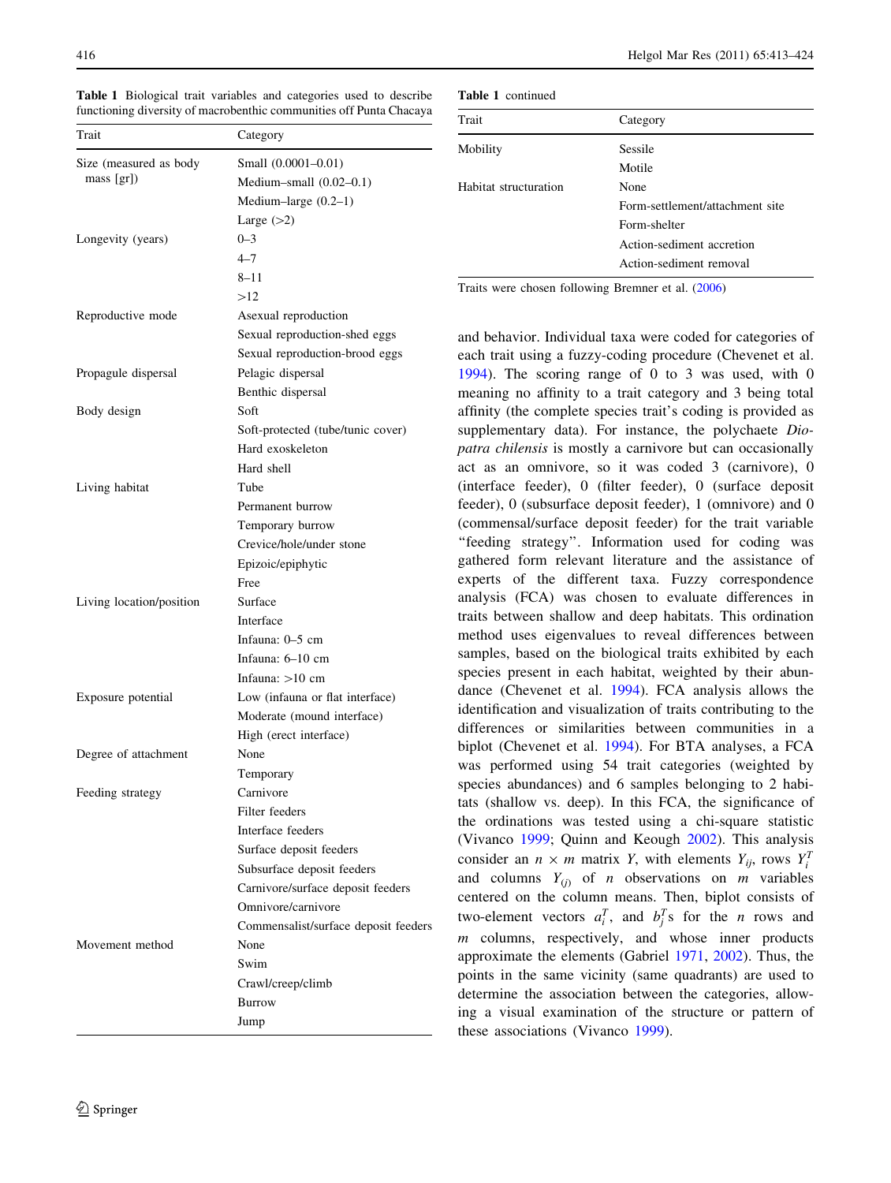**Table 1** Biological trait variables and categories used to describe functioning diversity of macrobenthic communities off Punta Chacaya

| Trait | Category |
|---|---|
| Size (measured as body mass [gr]) | Small (0.0001–0.01) |
| | Medium–small (0.02–0.1) |
| | Medium–large (0.2–1) |
| | Large (>2) |
| Longevity (years) | 0–3 |
| | 4–7 |
| | 8–11 |
| | >12 |
| Reproductive mode | Asexual reproduction |
| | Sexual reproduction-shed eggs |
| | Sexual reproduction-brood eggs |
| Propagule dispersal | Pelagic dispersal |
| | Benthic dispersal |
| Body design | Soft |
| | Soft-protected (tube/tunic cover) |
| | Hard exoskeleton |
| | Hard shell |
| Living habitat | Tube |
| | Permanent burrow |
| | Temporary burrow |
| | Crevice/hole/under stone |
| | Epizoic/epiphytic |
| | Free |
| Living location/position | Surface |
| | Interface |
| | Infauna: 0–5 cm |
| | Infauna: 6–10 cm |
| | Infauna: >10 cm |
| Exposure potential | Low (infauna or flat interface) |
| | Moderate (mound interface) |
| | High (erect interface) |
| Degree of attachment | None |
| | Temporary |
| Feeding strategy | Carnivore |
| | Filter feeders |
| | Interface feeders |
| | Surface deposit feeders |
| | Subsurface deposit feeders |
| | Carnivore/surface deposit feeders |
| | Omnivore/carnivore |
| | Commensalist/surface deposit feeders |
| Movement method | None |
| | Swim |
| | Crawl/creep/climb |
| | Burrow |
| | Jump |
| Mobility | Sessile |
| | Motile |
| Habitat structuration | None |
| | Form-settlement/attachment site |
| | Form-shelter |
| | Action-sediment accretion |
| | Action-sediment removal |

Traits were chosen following Bremner et al. (2006)

and behavior. Individual taxa were coded for categories of each trait using a fuzzy-coding procedure (Chevenet et al. 1994). The scoring range of 0 to 3 was used, with 0 meaning no affinity to a trait category and 3 being total affinity (the complete species trait's coding is provided as supplementary data). For instance, the polychaete *Diopatra chilensis* is mostly a carnivore but can occasionally act as an omnivore, so it was coded 3 (carnivore), 0 (interface feeder), 0 (filter feeder), 0 (surface deposit feeder), 0 (subsurface deposit feeder), 1 (omnivore) and 0 (commensal/surface deposit feeder) for the trait variable "feeding strategy". Information used for coding was gathered form relevant literature and the assistance of experts of the different taxa. Fuzzy correspondence analysis (FCA) was chosen to evaluate differences in traits between shallow and deep habitats. This ordination method uses eigenvalues to reveal differences between samples, based on the biological traits exhibited by each species present in each habitat, weighted by their abundance (Chevenet et al. 1994). FCA analysis allows the identification and visualization of traits contributing to the differences or similarities between communities in a biplot (Chevenet et al. 1994). For BTA analyses, a FCA was performed using 54 trait categories (weighted by species abundances) and 6 samples belonging to 2 habitats (shallow vs. deep). In this FCA, the significance of the ordinations was tested using a chi-square statistic (Vivanco 1999; Quinn and Keough 2002). This analysis consider an $n \times m$ matrix $Y$, with elements $Y_{ij}$, rows $Y_i^T$ and columns $Y_{(j)}$ of $n$ observations on $m$ variables centered on the column means. Then, biplot consists of two-element vectors $a_i^T$, and $b_j^T$s for the $n$ rows and $m$ columns, respectively, and whose inner products approximate the elements (Gabriel 1971, 2002). Thus, the points in the same vicinity (same quadrants) are used to determine the association between the categories, allowing a visual examination of the structure or pattern of these associations (Vivanco 1999).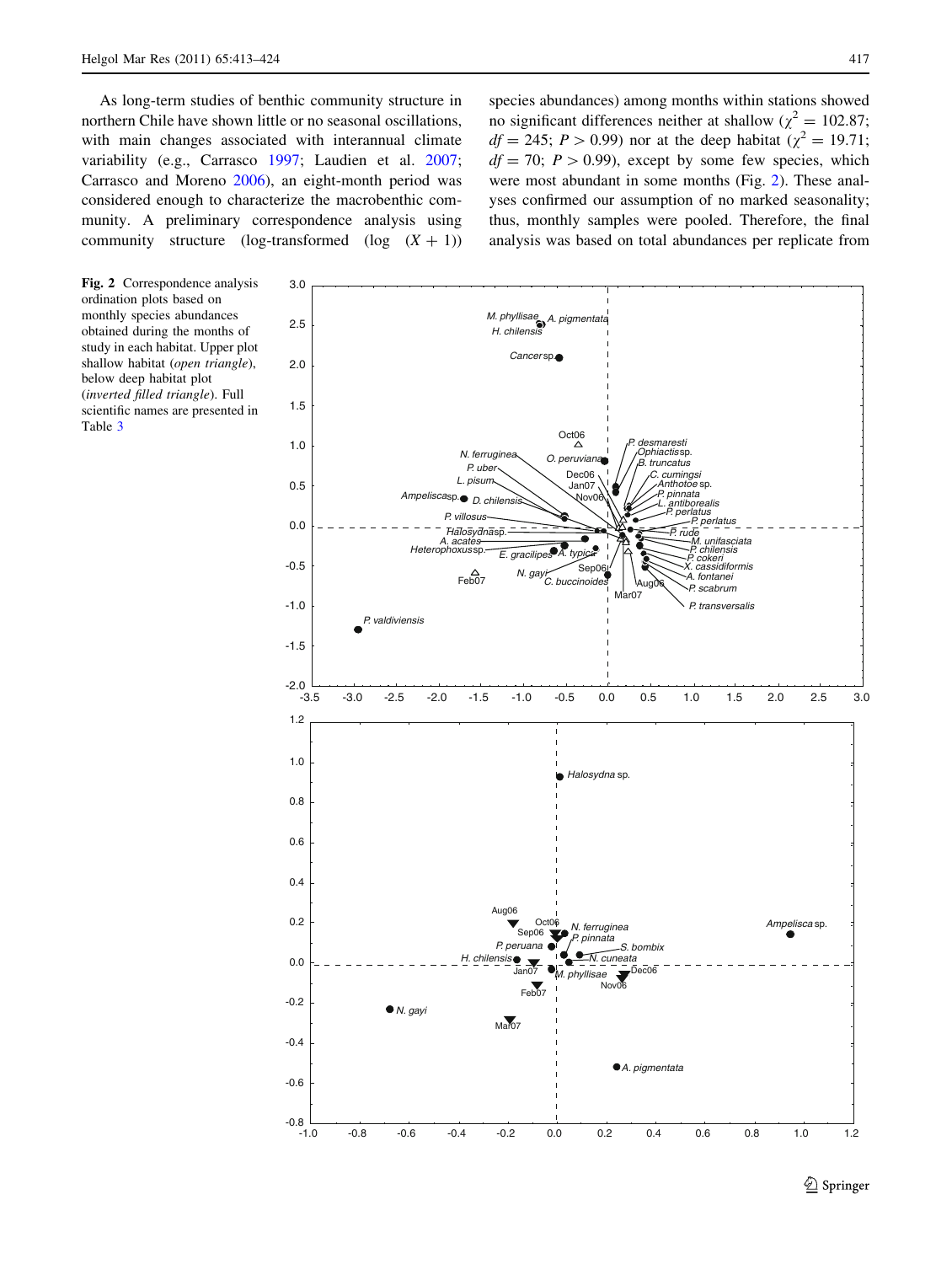As long-term studies of benthic community structure in northern Chile have shown little or no seasonal oscillations, with main changes associated with interannual climate variability (e.g., Carrasco 1997; Laudien et al. 2007; Carrasco and Moreno 2006), an eight-month period was considered enough to characterize the macrobenthic community. A preliminary correspondence analysis using community structure (log-transformed (log $(X + 1)$) species abundances) among months within stations showed no significant differences neither at shallow ($\chi^2 = 102.87$; $df = 245$; $P > 0.99$) nor at the deep habitat ($\chi^2 = 19.71$; $df = 70$; $P > 0.99$), except by some few species, which were most abundant in some months (Fig. 2). These analyses confirmed our assumption of no marked seasonality; thus, monthly samples were pooled. Therefore, the final analysis was based on total abundances per replicate from

**Fig. 2** Correspondence analysis ordination plots based on monthly species abundances obtained during the months of study in each habitat. Upper plot shallow habitat (*open triangle*), below deep habitat plot (*inverted filled triangle*). Full scientific names are presented in Table 3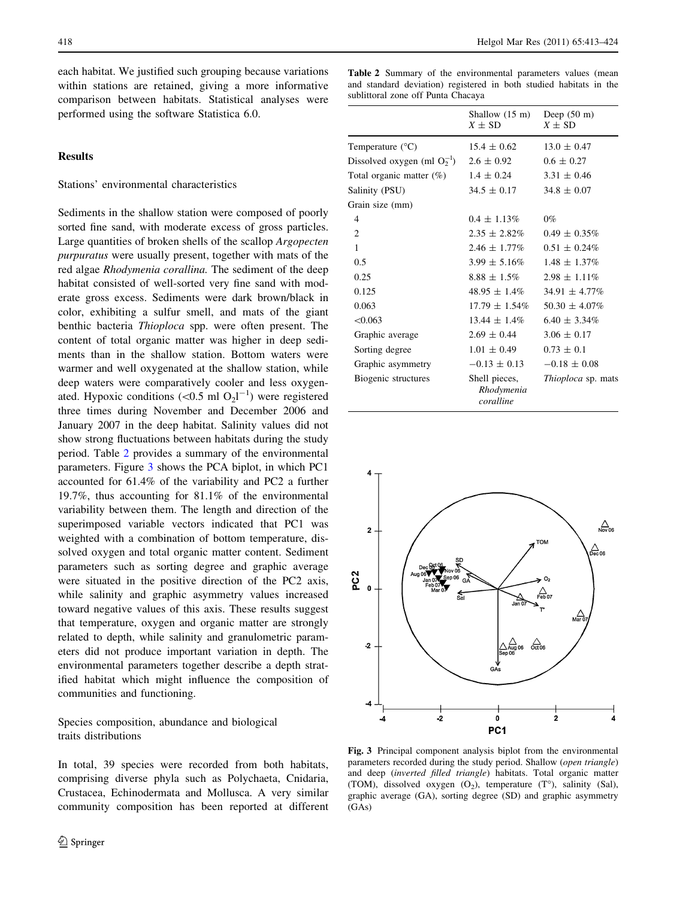each habitat. We justified such grouping because variations within stations are retained, giving a more informative comparison between habitats. Statistical analyses were performed using the software Statistica 6.0.

## Results

### Stations' environmental characteristics

Sediments in the shallow station were composed of poorly sorted fine sand, with moderate excess of gross particles. Large quantities of broken shells of the scallop *Argopecten purpuratus* were usually present, together with mats of the red algae *Rhodymenia corallina.* The sediment of the deep habitat consisted of well-sorted very fine sand with moderate gross excess. Sediments were dark brown/black in color, exhibiting a sulfur smell, and mats of the giant benthic bacteria *Thioploca* spp. were often present. The content of total organic matter was higher in deep sediments than in the shallow station. Bottom waters were warmer and well oxygenated at the shallow station, while deep waters were comparatively cooler and less oxygenated. Hypoxic conditions (<0.5 ml $O_2l^{-1}$) were registered three times during November and December 2006 and January 2007 in the deep habitat. Salinity values did not show strong fluctuations between habitats during the study period. Table 2 provides a summary of the environmental parameters. Figure 3 shows the PCA biplot, in which PC1 accounted for 61.4% of the variability and PC2 a further 19.7%, thus accounting for 81.1% of the environmental variability between them. The length and direction of the superimposed variable vectors indicated that PC1 was weighted with a combination of bottom temperature, dissolved oxygen and total organic matter content. Sediment parameters such as sorting degree and graphic average were situated in the positive direction of the PC2 axis, while salinity and graphic asymmetry values increased toward negative values of this axis. These results suggest that temperature, oxygen and organic matter are strongly related to depth, while salinity and granulometric parameters did not produce important variation in depth. The environmental parameters together describe a depth stratified habitat which might influence the composition of communities and functioning.

### Species composition, abundance and biological traits distributions

In total, 39 species were recorded from both habitats, comprising diverse phyla such as Polychaeta, Cnidaria, Crustacea, Echinodermata and Mollusca. A very similar community composition has been reported at different

**Table 2** Summary of the environmental parameters values (mean and standard deviation) registered in both studied habitats in the sublittoral zone off Punta Chacaya

| | Shallow (15 m) $X \pm$ SD | Deep (50 m) $X \pm$ SD |
|---|---|---|
| Temperature (°C) | 15.4 ± 0.62 | 13.0 ± 0.47 |
| Dissolved oxygen (ml $O_2^{-1}$) | 2.6 ± 0.92 | 0.6 ± 0.27 |
| Total organic matter (%) | 1.4 ± 0.24 | 3.31 ± 0.46 |
| Salinity (PSU) | 34.5 ± 0.17 | 34.8 ± 0.07 |
| Grain size (mm) | | |
| 4 | 0.4 ± 1.13% | 0% |
| 2 | 2.35 ± 2.82% | 0.49 ± 0.35% |
| 1 | 2.46 ± 1.77% | 0.51 ± 0.24% |
| 0.5 | 3.99 ± 5.16% | 1.48 ± 1.37% |
| 0.25 | 8.88 ± 1.5% | 2.98 ± 1.11% |
| 0.125 | 48.95 ± 1.4% | 34.91 ± 4.77% |
| 0.063 | 17.79 ± 1.54% | 50.30 ± 4.07% |
| <0.063 | 13.44 ± 1.4% | 6.40 ± 3.34% |
| Graphic average | 2.69 ± 0.44 | 3.06 ± 0.17 |
| Sorting degree | 1.01 ± 0.49 | 0.73 ± 0.1 |
| Graphic asymmetry | −0.13 ± 0.13 | −0.18 ± 0.08 |
| Biogenic structures | Shell pieces, *Rhodymenia corallina* | *Thioploca* sp. mats |

**Fig. 3** Principal component analysis biplot from the environmental parameters recorded during the study period. Shallow (*open triangle*) and deep (*inverted filled triangle*) habitats. Total organic matter (TOM), dissolved oxygen ($O_2$), temperature (T°), salinity (Sal), graphic average (GA), sorting degree (SD) and graphic asymmetry (GAs)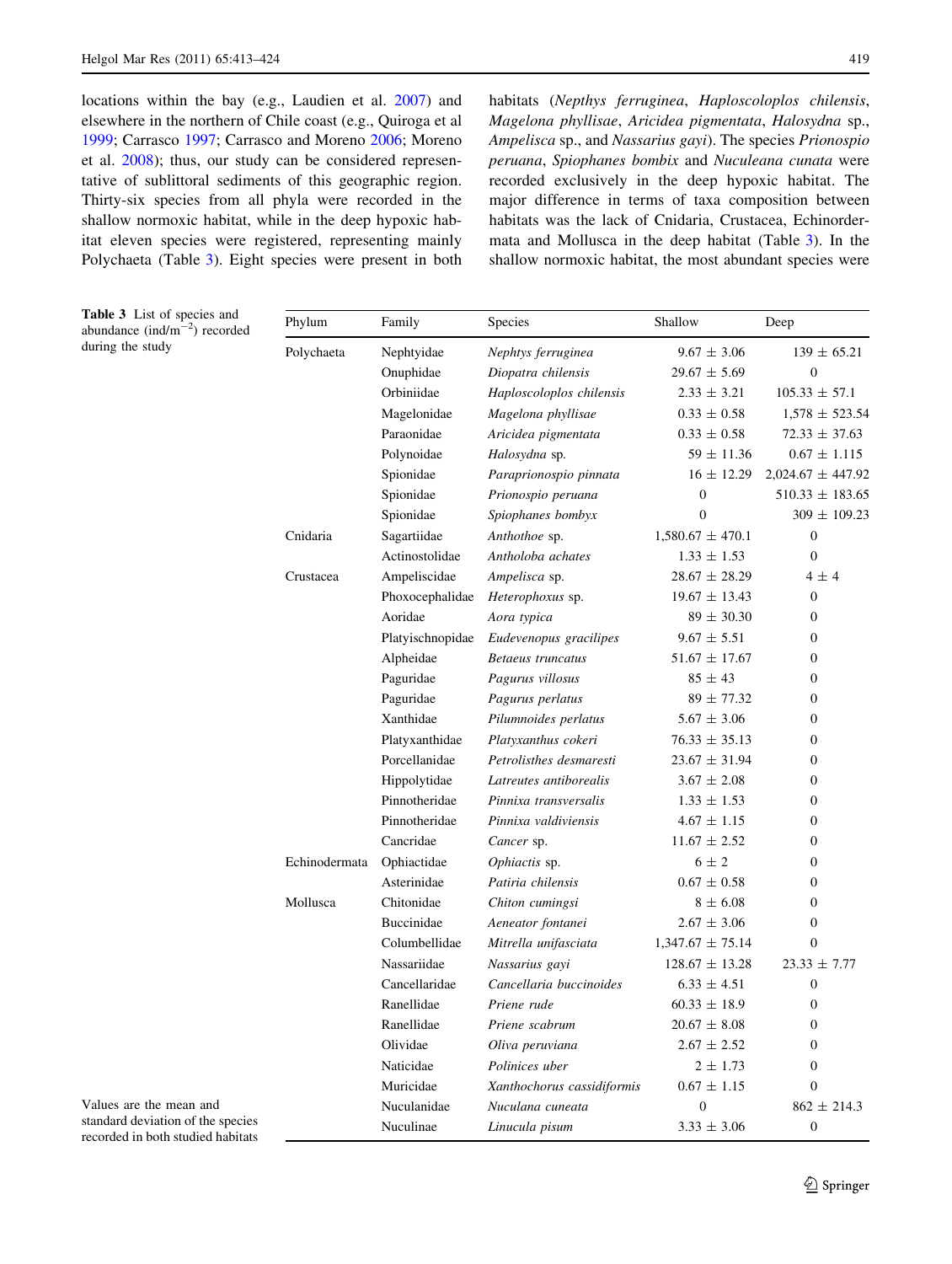locations within the bay (e.g., Laudien et al. 2007) and elsewhere in the northern of Chile coast (e.g., Quiroga et al 1999; Carrasco 1997; Carrasco and Moreno 2006; Moreno et al. 2008); thus, our study can be considered representative of sublittoral sediments of this geographic region. Thirty-six species from all phyla were recorded in the shallow normoxic habitat, while in the deep hypoxic habitat eleven species were registered, representing mainly Polychaeta (Table 3). Eight species were present in both habitats (*Nepthys ferruginea*, *Haploscoloplos chilensis*, *Magelona phyllisae*, *Aricidea pigmentata*, *Halosydna* sp., *Ampelisca* sp., and *Nassarius gayi*). The species *Prionospio peruana*, *Spiophanes bombix* and *Nuculeana cunata* were recorded exclusively in the deep hypoxic habitat. The major difference in terms of taxa composition between habitats was the lack of Cnidaria, Crustacea, Echinodermata and Mollusca in the deep habitat (Table 3). In the shallow normoxic habitat, the most abundant species were

**Table 3** List of species and abundance (ind/m$^{-2}$) recorded during the study

| Phylum | Family | Species | Shallow | Deep |
|---|---|---|---|---|
| Polychaeta | Nephtyidae | *Nephtys ferruginea* | 9.67 ± 3.06 | 139 ± 65.21 |
| | Onuphidae | *Diopatra chilensis* | 29.67 ± 5.69 | 0 |
| | Orbiniidae | *Haploscoloplos chilensis* | 2.33 ± 3.21 | 105.33 ± 57.1 |
| | Magelonidae | *Magelona phyllisae* | 0.33 ± 0.58 | 1,578 ± 523.54 |
| | Paraonidae | *Aricidea pigmentata* | 0.33 ± 0.58 | 72.33 ± 37.63 |
| | Polynoidae | *Halosydna* sp. | 59 ± 11.36 | 0.67 ± 1.115 |
| | Spionidae | *Paraprionospio pinnata* | 16 ± 12.29 | 2,024.67 ± 447.92 |
| | Spionidae | *Prionospio peruana* | 0 | 510.33 ± 183.65 |
| | Spionidae | *Spiophanes bombyx* | 0 | 309 ± 109.23 |
| Cnidaria | Sagartiidae | *Anthothoe* sp. | 1,580.67 ± 470.1 | 0 |
| | Actinostolidae | *Antholoba achates* | 1.33 ± 1.53 | 0 |
| Crustacea | Ampeliscidae | *Ampelisca* sp. | 28.67 ± 28.29 | 4 ± 4 |
| | Phoxocephalidae | *Heterophoxus* sp. | 19.67 ± 13.43 | 0 |
| | Aoridae | *Aora typica* | 89 ± 30.30 | 0 |
| | Platyischnopidae | *Eudevenopus gracilipes* | 9.67 ± 5.51 | 0 |
| | Alpheidae | *Betaeus truncatus* | 51.67 ± 17.67 | 0 |
| | Paguridae | *Pagurus villosus* | 85 ± 43 | 0 |
| | Paguridae | *Pagurus perlatus* | 89 ± 77.32 | 0 |
| | Xanthidae | *Pilumnoides perlatus* | 5.67 ± 3.06 | 0 |
| | Platyxanthidae | *Platyxanthus cokeri* | 76.33 ± 35.13 | 0 |
| | Porcellanidae | *Petrolisthes desmaresti* | 23.67 ± 31.94 | 0 |
| | Hippolytidae | *Latreutes antiborealis* | 3.67 ± 2.08 | 0 |
| | Pinnotheridae | *Pinnixa transversalis* | 1.33 ± 1.53 | 0 |
| | Pinnotheridae | *Pinnixa valdiviensis* | 4.67 ± 1.15 | 0 |
| | Cancridae | *Cancer* sp. | 11.67 ± 2.52 | 0 |
| Echinodermata | Ophiactidae | *Ophiactis* sp. | 6 ± 2 | 0 |
| | Asterinidae | *Patiria chilensis* | 0.67 ± 0.58 | 0 |
| Mollusca | Chitonidae | *Chiton cumingsi* | 8 ± 6.08 | 0 |
| | Buccinidae | *Aeneator fontanei* | 2.67 ± 3.06 | 0 |
| | Columbellidae | *Mitrella unifasciata* | 1,347.67 ± 75.14 | 0 |
| | Nassariidae | *Nassarius gayi* | 128.67 ± 13.28 | 23.33 ± 7.77 |
| | Cancellaridae | *Cancellaria buccinoides* | 6.33 ± 4.51 | 0 |
| | Ranellidae | *Priene rude* | 60.33 ± 18.9 | 0 |
| | Ranellidae | *Priene scabrum* | 20.67 ± 8.08 | 0 |
| | Olividae | *Oliva peruviana* | 2.67 ± 2.52 | 0 |
| | Naticidae | *Polinices uber* | 2 ± 1.73 | 0 |
| | Muricidae | *Xanthochorus cassidiformis* | 0.67 ± 1.15 | 0 |
| | Nuculanidae | *Nuculana cuneata* | 0 | 862 ± 214.3 |
| | Nuculinae | *Linucula pisum* | 3.33 ± 3.06 | 0 |

Values are the mean and standard deviation of the species recorded in both studied habitats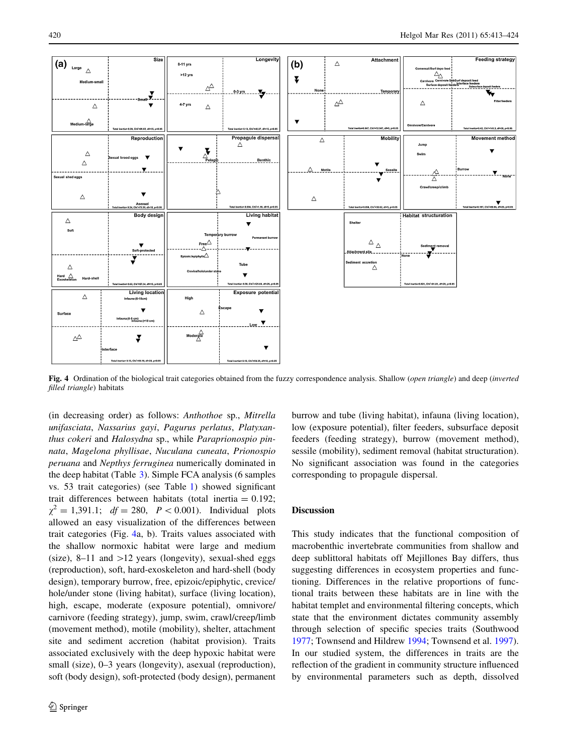Fig. 4 Ordination of the biological trait categories obtained from the fuzzy correspondence analysis. Shallow (*open triangle*) and deep (*inverted filled triangle*) habitats

(in decreasing order) as follows: *Anthothoe* sp., *Mitrella unifasciata*, *Nassarius gayi*, *Pagurus perlatus*, *Platyxanthus cokeri* and *Halosydna* sp., while *Paraprionospio pinnata*, *Magelona phyllisae*, *Nuculana cuneata*, *Prionospio peruana* and *Nepthys ferruginea* numerically dominated in the deep habitat (Table 3). Simple FCA analysis (6 samples vs. 53 trait categories) (see Table 1) showed significant trait differences between habitats (total inertia = 0.192; $\chi^2 = 1{,}391.1$; $df = 280$, $P < 0.001$). Individual plots allowed an easy visualization of the differences between trait categories (Fig. 4a, b). Traits values associated with the shallow normoxic habitat were large and medium (size), 8–11 and >12 years (longevity), sexual-shed eggs (reproduction), soft, hard-exoskeleton and hard-shell (body design), temporary burrow, free, epizoic/epiphytic, crevice/hole/under stone (living habitat), surface (living location), high, escape, moderate (exposure potential), omnivore/carnivore (feeding strategy), jump, swim, crawl/creep/limb (movement method), motile (mobility), shelter, attachment site and sediment accretion (habitat provision). Traits associated exclusively with the deep hypoxic habitat were small (size), 0–3 years (longevity), asexual (reproduction), soft (body design), soft-protected (body design), permanent burrow and tube (living habitat), infauna (living location), low (exposure potential), filter feeders, subsurface deposit feeders (feeding strategy), burrow (movement method), sessile (mobility), sediment removal (habitat structuration). No significant association was found in the categories corresponding to propagule dispersal.

## Discussion

This study indicates that the functional composition of macrobenthic invertebrate communities from shallow and deep sublittoral habitats off Mejillones Bay differs, thus suggesting differences in ecosystem properties and functioning. Differences in the relative proportions of functional traits between these habitats are in line with the habitat templet and environmental filtering concepts, which state that the environment dictates community assembly through selection of specific species traits (Southwood 1977; Townsend and Hildrew 1994; Townsend et al. 1997). In our studied system, the differences in traits are the reflection of the gradient in community structure influenced by environmental parameters such as depth, dissolved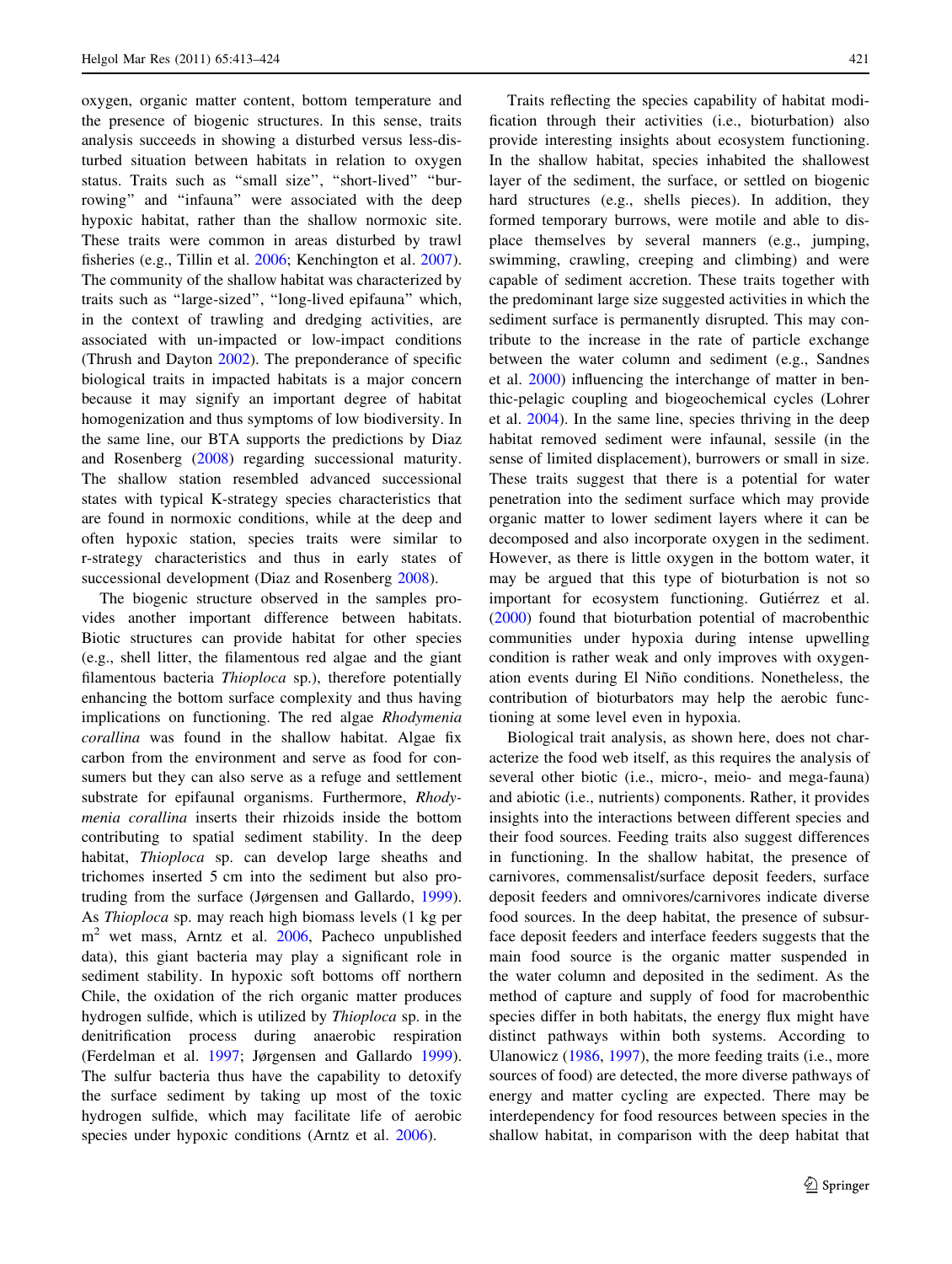oxygen, organic matter content, bottom temperature and the presence of biogenic structures. In this sense, traits analysis succeeds in showing a disturbed versus less-disturbed situation between habitats in relation to oxygen status. Traits such as "small size", "short-lived" "burrowing" and "infauna" were associated with the deep hypoxic habitat, rather than the shallow normoxic site. These traits were common in areas disturbed by trawl fisheries (e.g., Tillin et al. 2006; Kenchington et al. 2007). The community of the shallow habitat was characterized by traits such as "large-sized", "long-lived epifauna" which, in the context of trawling and dredging activities, are associated with un-impacted or low-impact conditions (Thrush and Dayton 2002). The preponderance of specific biological traits in impacted habitats is a major concern because it may signify an important degree of habitat homogenization and thus symptoms of low biodiversity. In the same line, our BTA supports the predictions by Diaz and Rosenberg (2008) regarding successional maturity. The shallow station resembled advanced successional states with typical K-strategy species characteristics that are found in normoxic conditions, while at the deep and often hypoxic station, species traits were similar to r-strategy characteristics and thus in early states of successional development (Diaz and Rosenberg 2008).

The biogenic structure observed in the samples provides another important difference between habitats. Biotic structures can provide habitat for other species (e.g., shell litter, the filamentous red algae and the giant filamentous bacteria *Thioploca* sp.), therefore potentially enhancing the bottom surface complexity and thus having implications on functioning. The red algae *Rhodymenia corallina* was found in the shallow habitat. Algae fix carbon from the environment and serve as food for consumers but they can also serve as a refuge and settlement substrate for epifaunal organisms. Furthermore, *Rhodymenia corallina* inserts their rhizoids inside the bottom contributing to spatial sediment stability. In the deep habitat, *Thioploca* sp. can develop large sheaths and trichomes inserted 5 cm into the sediment but also protruding from the surface (Jørgensen and Gallardo, 1999). As *Thioploca* sp. may reach high biomass levels (1 kg per $m^2$ wet mass, Arntz et al. 2006, Pacheco unpublished data), this giant bacteria may play a significant role in sediment stability. In hypoxic soft bottoms off northern Chile, the oxidation of the rich organic matter produces hydrogen sulfide, which is utilized by *Thioploca* sp. in the denitrification process during anaerobic respiration (Ferdelman et al. 1997; Jørgensen and Gallardo 1999). The sulfur bacteria thus have the capability to detoxify the surface sediment by taking up most of the toxic hydrogen sulfide, which may facilitate life of aerobic species under hypoxic conditions (Arntz et al. 2006).

Traits reflecting the species capability of habitat modification through their activities (i.e., bioturbation) also provide interesting insights about ecosystem functioning. In the shallow habitat, species inhabited the shallowest layer of the sediment, the surface, or settled on biogenic hard structures (e.g., shells pieces). In addition, they formed temporary burrows, were motile and able to displace themselves by several manners (e.g., jumping, swimming, crawling, creeping and climbing) and were capable of sediment accretion. These traits together with the predominant large size suggested activities in which the sediment surface is permanently disrupted. This may contribute to the increase in the rate of particle exchange between the water column and sediment (e.g., Sandnes et al. 2000) influencing the interchange of matter in benthic-pelagic coupling and biogeochemical cycles (Lohrer et al. 2004). In the same line, species thriving in the deep habitat removed sediment were infaunal, sessile (in the sense of limited displacement), burrowers or small in size. These traits suggest that there is a potential for water penetration into the sediment surface which may provide organic matter to lower sediment layers where it can be decomposed and also incorporate oxygen in the sediment. However, as there is little oxygen in the bottom water, it may be argued that this type of bioturbation is not so important for ecosystem functioning. Gutiérrez et al. (2000) found that bioturbation potential of macrobenthic communities under hypoxia during intense upwelling condition is rather weak and only improves with oxygenation events during El Niño conditions. Nonetheless, the contribution of bioturbators may help the aerobic functioning at some level even in hypoxia.

Biological trait analysis, as shown here, does not characterize the food web itself, as this requires the analysis of several other biotic (i.e., micro-, meio- and mega-fauna) and abiotic (i.e., nutrients) components. Rather, it provides insights into the interactions between different species and their food sources. Feeding traits also suggest differences in functioning. In the shallow habitat, the presence of carnivores, commensalist/surface deposit feeders, surface deposit feeders and omnivores/carnivores indicate diverse food sources. In the deep habitat, the presence of subsurface deposit feeders and interface feeders suggests that the main food source is the organic matter suspended in the water column and deposited in the sediment. As the method of capture and supply of food for macrobenthic species differ in both habitats, the energy flux might have distinct pathways within both systems. According to Ulanowicz (1986, 1997), the more feeding traits (i.e., more sources of food) are detected, the more diverse pathways of energy and matter cycling are expected. There may be interdependency for food resources between species in the shallow habitat, in comparison with the deep habitat that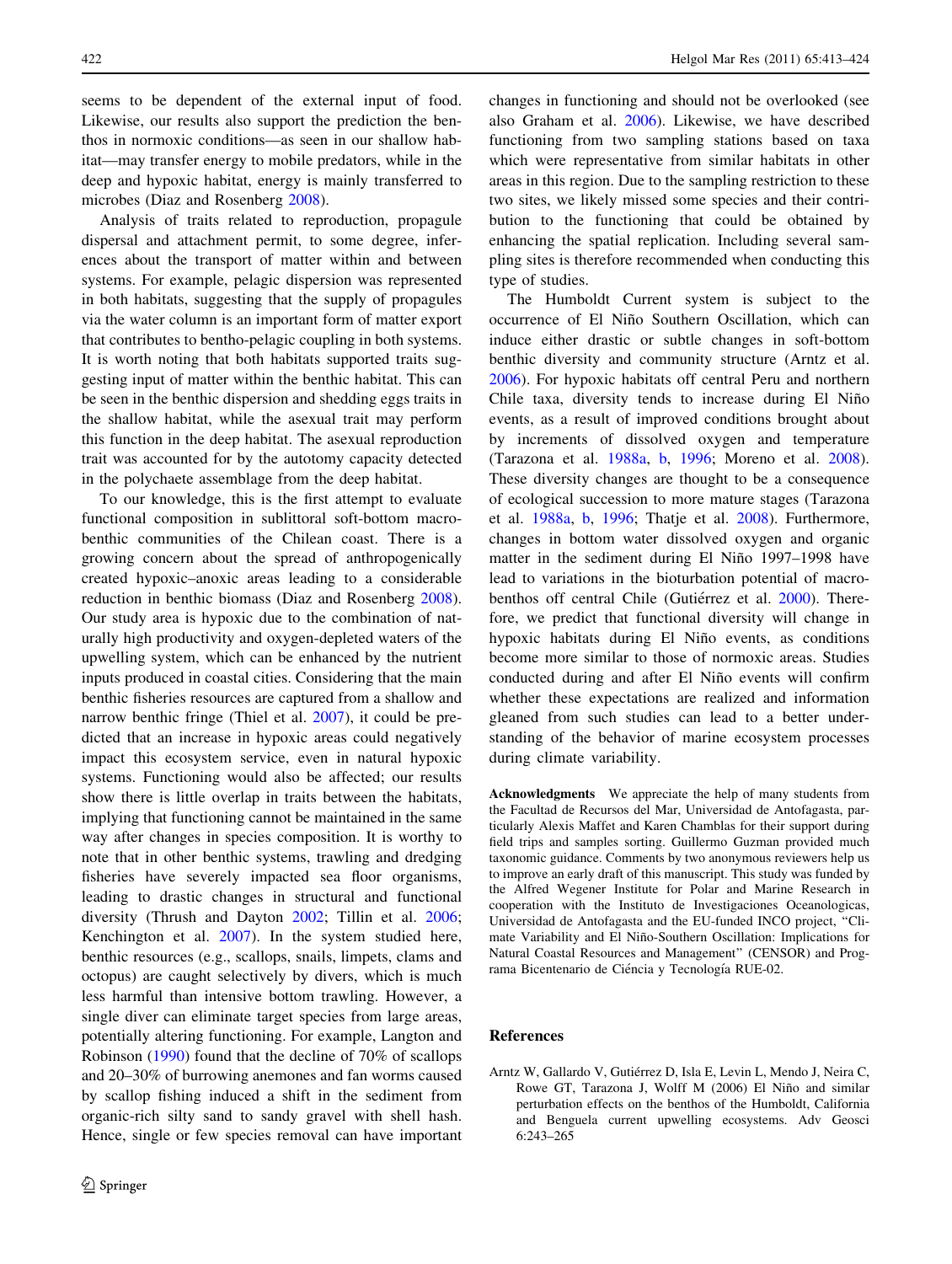seems to be dependent of the external input of food. Likewise, our results also support the prediction the benthos in normoxic conditions—as seen in our shallow habitat—may transfer energy to mobile predators, while in the deep and hypoxic habitat, energy is mainly transferred to microbes (Diaz and Rosenberg 2008).

Analysis of traits related to reproduction, propagule dispersal and attachment permit, to some degree, inferences about the transport of matter within and between systems. For example, pelagic dispersion was represented in both habitats, suggesting that the supply of propagules via the water column is an important form of matter export that contributes to bentho-pelagic coupling in both systems. It is worth noting that both habitats supported traits suggesting input of matter within the benthic habitat. This can be seen in the benthic dispersion and shedding eggs traits in the shallow habitat, while the asexual trait may perform this function in the deep habitat. The asexual reproduction trait was accounted for by the autotomy capacity detected in the polychaete assemblage from the deep habitat.

To our knowledge, this is the first attempt to evaluate functional composition in sublittoral soft-bottom macrobenthic communities of the Chilean coast. There is a growing concern about the spread of anthropogenically created hypoxic–anoxic areas leading to a considerable reduction in benthic biomass (Diaz and Rosenberg 2008). Our study area is hypoxic due to the combination of naturally high productivity and oxygen-depleted waters of the upwelling system, which can be enhanced by the nutrient inputs produced in coastal cities. Considering that the main benthic fisheries resources are captured from a shallow and narrow benthic fringe (Thiel et al. 2007), it could be predicted that an increase in hypoxic areas could negatively impact this ecosystem service, even in natural hypoxic systems. Functioning would also be affected; our results show there is little overlap in traits between the habitats, implying that functioning cannot be maintained in the same way after changes in species composition. It is worthy to note that in other benthic systems, trawling and dredging fisheries have severely impacted sea floor organisms, leading to drastic changes in structural and functional diversity (Thrush and Dayton 2002; Tillin et al. 2006; Kenchington et al. 2007). In the system studied here, benthic resources (e.g., scallops, snails, limpets, clams and octopus) are caught selectively by divers, which is much less harmful than intensive bottom trawling. However, a single diver can eliminate target species from large areas, potentially altering functioning. For example, Langton and Robinson (1990) found that the decline of 70% of scallops and 20–30% of burrowing anemones and fan worms caused by scallop fishing induced a shift in the sediment from organic-rich silty sand to sandy gravel with shell hash. Hence, single or few species removal can have important changes in functioning and should not be overlooked (see also Graham et al. 2006). Likewise, we have described functioning from two sampling stations based on taxa which were representative from similar habitats in other areas in this region. Due to the sampling restriction to these two sites, we likely missed some species and their contribution to the functioning that could be obtained by enhancing the spatial replication. Including several sampling sites is therefore recommended when conducting this type of studies.

The Humboldt Current system is subject to the occurrence of El Niño Southern Oscillation, which can induce either drastic or subtle changes in soft-bottom benthic diversity and community structure (Arntz et al. 2006). For hypoxic habitats off central Peru and northern Chile taxa, diversity tends to increase during El Niño events, as a result of improved conditions brought about by increments of dissolved oxygen and temperature (Tarazona et al. 1988a, b, 1996; Moreno et al. 2008). These diversity changes are thought to be a consequence of ecological succession to more mature stages (Tarazona et al. 1988a, b, 1996; Thatje et al. 2008). Furthermore, changes in bottom water dissolved oxygen and organic matter in the sediment during El Niño 1997–1998 have lead to variations in the bioturbation potential of macrobenthos off central Chile (Gutiérrez et al. 2000). Therefore, we predict that functional diversity will change in hypoxic habitats during El Niño events, as conditions become more similar to those of normoxic areas. Studies conducted during and after El Niño events will confirm whether these expectations are realized and information gleaned from such studies can lead to a better understanding of the behavior of marine ecosystem processes during climate variability.

**Acknowledgments** We appreciate the help of many students from the Facultad de Recursos del Mar, Universidad de Antofagasta, particularly Alexis Maffet and Karen Chamblas for their support during field trips and samples sorting. Guillermo Guzman provided much taxonomic guidance. Comments by two anonymous reviewers help us to improve an early draft of this manuscript. This study was funded by the Alfred Wegener Institute for Polar and Marine Research in cooperation with the Instituto de Investigaciones Oceanologicas, Universidad de Antofagasta and the EU-funded INCO project, "Climate Variability and El Niño-Southern Oscillation: Implications for Natural Coastal Resources and Management" (CENSOR) and Programa Bicentenario de Ciéncia y Tecnología RUE-02.

## References

Arntz W, Gallardo V, Gutiérrez D, Isla E, Levin L, Mendo J, Neira C, Rowe GT, Tarazona J, Wolff M (2006) El Niño and similar perturbation effects on the benthos of the Humboldt, California and Benguela current upwelling ecosystems. Adv Geosci 6:243–265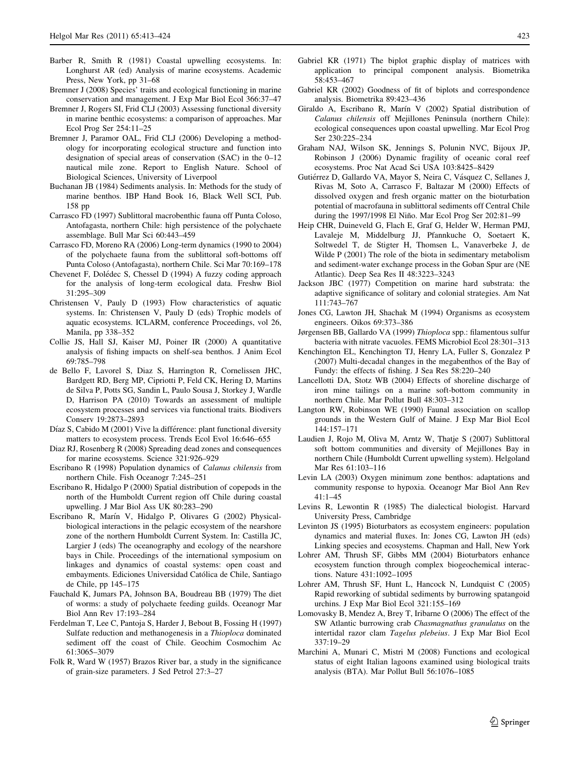Barber R, Smith R (1981) Coastal upwelling ecosystems. In: Longhurst AR (ed) Analysis of marine ecosystems. Academic Press, New York, pp 31–68

Bremner J (2008) Species' traits and ecological functioning in marine conservation and management. J Exp Mar Biol Ecol 366:37–47

Bremner J, Rogers SI, Frid CLJ (2003) Assessing functional diversity in marine benthic ecosystems: a comparison of approaches. Mar Ecol Prog Ser 254:11–25

Bremner J, Paramor OAL, Frid CLJ (2006) Developing a methodology for incorporating ecological structure and function into designation of special areas of conservation (SAC) in the 0–12 nautical mile zone. Report to English Nature. School of Biological Sciences, University of Liverpool

Buchanan JB (1984) Sediments analysis. In: Methods for the study of marine benthos. IBP Hand Book 16, Black Well SCI, Pub. 158 pp

Carrasco FD (1997) Sublittoral macrobenthic fauna off Punta Coloso, Antofagasta, northern Chile: high persistence of the polychaete assemblage. Bull Mar Sci 60:443–459

Carrasco FD, Moreno RA (2006) Long-term dynamics (1990 to 2004) of the polychaete fauna from the sublittoral soft-bottoms off Punta Coloso (Antofagasta), northern Chile. Sci Mar 70:169–178

Chevenet F, Dolédec S, Chessel D (1994) A fuzzy coding approach for the analysis of long-term ecological data. Freshw Biol 31:295–309

Christensen V, Pauly D (1993) Flow characteristics of aquatic systems. In: Christensen V, Pauly D (eds) Trophic models of aquatic ecosystems. ICLARM, conference Proceedings, vol 26, Manila, pp 338–352

Collie JS, Hall SJ, Kaiser MJ, Poiner IR (2000) A quantitative analysis of fishing impacts on shelf-sea benthos. J Anim Ecol 69:785–798

de Bello F, Lavorel S, Diaz S, Harrington R, Cornelissen JHC, Bardgett RD, Berg MP, Cipriotti P, Feld CK, Hering D, Martins de Silva P, Potts SG, Sandin L, Paulo Sousa J, Storkey J, Wardle D, Harrison PA (2010) Towards an assessment of multiple ecosystem processes and services via functional traits. Biodivers Conserv 19:2873–2893

Díaz S, Cabido M (2001) Vive la différence: plant functional diversity matters to ecosystem process. Trends Ecol Evol 16:646–655

Diaz RJ, Rosenberg R (2008) Spreading dead zones and consequences for marine ecosystems. Science 321:926–929

Escribano R (1998) Population dynamics of *Calanus chilensis* from northern Chile. Fish Oceanogr 7:245–251

Escribano R, Hidalgo P (2000) Spatial distribution of copepods in the north of the Humboldt Current region off Chile during coastal upwelling. J Mar Biol Ass UK 80:283–290

Escribano R, Marín V, Hidalgo P, Olivares G (2002) Physical-biological interactions in the pelagic ecosystem of the nearshore zone of the northern Humboldt Current System. In: Castilla JC, Largier J (eds) The oceanography and ecology of the nearshore bays in Chile. Proceedings of the international symposium on linkages and dynamics of coastal systems: open coast and embayments. Ediciones Universidad Católica de Chile, Santiago de Chile, pp 145–175

Fauchald K, Jumars PA, Johnson BA, Boudreau BB (1979) The diet of worms: a study of polychaete feeding guilds. Oceanogr Mar Biol Ann Rev 17:193–284

Ferdelman T, Lee C, Pantoja S, Harder J, Bebout B, Fossing H (1997) Sulfate reduction and methanogenesis in a *Thioploca* dominated sediment off the coast of Chile. Geochim Cosmochim Ac 61:3065–3079

Folk R, Ward W (1957) Brazos River bar, a study in the significance of grain-size parameters. J Sed Petrol 27:3–27

Gabriel KR (1971) The biplot graphic display of matrices with application to principal component analysis. Biometrika 58:453–467

Gabriel KR (2002) Goodness of fit of biplots and correspondence analysis. Biometrika 89:423–436

Giraldo A, Escribano R, Marín V (2002) Spatial distribution of *Calanus chilensis* off Mejillones Peninsula (northern Chile): ecological consequences upon coastal upwelling. Mar Ecol Prog Ser 230:225–234

Graham NAJ, Wilson SK, Jennings S, Polunin NVC, Bijoux JP, Robinson J (2006) Dynamic fragility of oceanic coral reef ecosystems. Proc Nat Acad Sci USA 103:8425–8429

Gutiérrez D, Gallardo VA, Mayor S, Neira C, Vásquez C, Sellanes J, Rivas M, Soto A, Carrasco F, Baltazar M (2000) Effects of dissolved oxygen and fresh organic matter on the bioturbation potential of macrofauna in sublittoral sediments off Central Chile during the 1997/1998 El Niño. Mar Ecol Prog Ser 202:81–99

Heip CHR, Duineveld G, Flach E, Graf G, Helder W, Herman PMJ, Lavaleje M, Middelburg JJ, Pfannkuche O, Soetaert K, Soltwedel T, de Stigter H, Thomsen L, Vanaverbeke J, de Wilde P (2001) The role of the biota in sedimentary metabolism and sediment-water exchange process in the Goban Spur are (NE Atlantic). Deep Sea Res II 48:3223–3243

Jackson JBC (1977) Competition on marine hard substrata: the adaptive significance of solitary and colonial strategies. Am Nat 111:743–767

Jones CG, Lawton JH, Shachak M (1994) Organisms as ecosystem engineers. Oikos 69:373–386

Jørgensen BB, Gallardo VA (1999) *Thioploca* spp.: filamentous sulfur bacteria with nitrate vacuoles. FEMS Microbiol Ecol 28:301–313

Kenchington EL, Kenchington TJ, Henry LA, Fuller S, Gonzalez P (2007) Multi-decadal changes in the megabenthos of the Bay of Fundy: the effects of fishing. J Sea Res 58:220–240

Lancellotti DA, Stotz WB (2004) Effects of shoreline discharge of iron mine tailings on a marine soft-bottom community in northern Chile. Mar Pollut Bull 48:303–312

Langton RW, Robinson WE (1990) Faunal association on scallop grounds in the Western Gulf of Maine. J Exp Mar Biol Ecol 144:157–171

Laudien J, Rojo M, Oliva M, Arntz W, Thatje S (2007) Sublittoral soft bottom communities and diversity of Mejillones Bay in northern Chile (Humboldt Current upwelling system). Helgoland Mar Res 61:103–116

Levin LA (2003) Oxygen minimum zone benthos: adaptations and community response to hypoxia. Oceanogr Mar Biol Ann Rev 41:1–45

Levins R, Lewontin R (1985) The dialectical biologist. Harvard University Press, Cambridge

Levinton JS (1995) Bioturbators as ecosystem engineers: population dynamics and material fluxes. In: Jones CG, Lawton JH (eds) Linking species and ecosystems. Chapman and Hall, New York

Lohrer AM, Thrush SF, Gibbs MM (2004) Bioturbators enhance ecosystem function through complex biogeochemical interactions. Nature 431:1092–1095

Lohrer AM, Thrush SF, Hunt L, Hancock N, Lundquist C (2005) Rapid reworking of subtidal sediments by burrowing spatangoid urchins. J Exp Mar Biol Ecol 321:155–169

Lomovasky B, Mendez A, Brey T, Iribarne O (2006) The effect of the SW Atlantic burrowing crab *Chasmagnathus granulatus* on the intertidal razor clam *Tagelus plebeius*. J Exp Mar Biol Ecol 337:19–29

Marchini A, Munari C, Mistri M (2008) Functions and ecological status of eight Italian lagoons examined using biological traits analysis (BTA). Mar Pollut Bull 56:1076–1085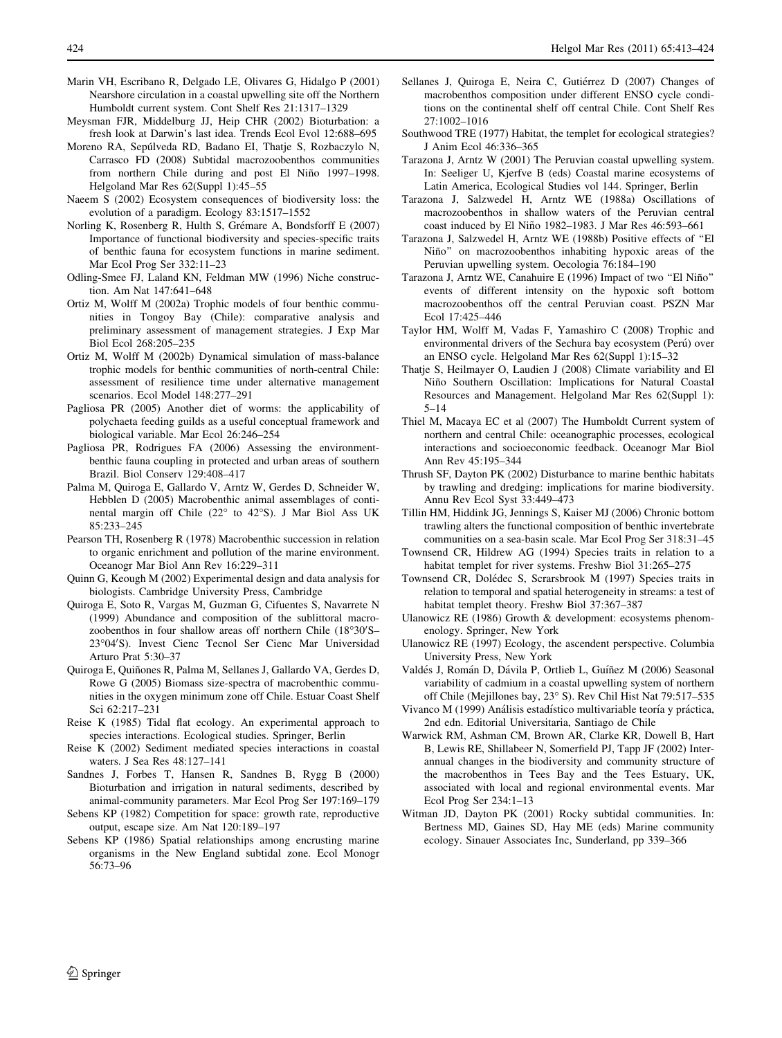Marin VH, Escribano R, Delgado LE, Olivares G, Hidalgo P (2001) Nearshore circulation in a coastal upwelling site off the Northern Humboldt current system. Cont Shelf Res 21:1317–1329

Meysman FJR, Middelburg JJ, Heip CHR (2002) Bioturbation: a fresh look at Darwin's last idea. Trends Ecol Evol 12:688–695

Moreno RA, Sepúlveda RD, Badano EI, Thatje S, Rozbaczylo N, Carrasco FD (2008) Subtidal macrozoobenthos communities from northern Chile during and post El Niño 1997–1998. Helgoland Mar Res 62(Suppl 1):45–55

Naeem S (2002) Ecosystem consequences of biodiversity loss: the evolution of a paradigm. Ecology 83:1517–1552

Norling K, Rosenberg R, Hulth S, Grémare A, Bondsforff E (2007) Importance of functional biodiversity and species-specific traits of benthic fauna for ecosystem functions in marine sediment. Mar Ecol Prog Ser 332:11–23

Odling-Smee FJ, Laland KN, Feldman MW (1996) Niche construction. Am Nat 147:641–648

Ortiz M, Wolff M (2002a) Trophic models of four benthic communities in Tongoy Bay (Chile): comparative analysis and preliminary assessment of management strategies. J Exp Mar Biol Ecol 268:205–235

Ortiz M, Wolff M (2002b) Dynamical simulation of mass-balance trophic models for benthic communities of north-central Chile: assessment of resilience time under alternative management scenarios. Ecol Model 148:277–291

Pagliosa PR (2005) Another diet of worms: the applicability of polychaeta feeding guilds as a useful conceptual framework and biological variable. Mar Ecol 26:246–254

Pagliosa PR, Rodrigues FA (2006) Assessing the environment-benthic fauna coupling in protected and urban areas of southern Brazil. Biol Conserv 129:408–417

Palma M, Quiroga E, Gallardo V, Arntz W, Gerdes D, Schneider W, Hebblen D (2005) Macrobenthic animal assemblages of continental margin off Chile (22° to 42°S). J Mar Biol Ass UK 85:233–245

Pearson TH, Rosenberg R (1978) Macrobenthic succession in relation to organic enrichment and pollution of the marine environment. Oceanogr Mar Biol Ann Rev 16:229–311

Quinn G, Keough M (2002) Experimental design and data analysis for biologists. Cambridge University Press, Cambridge

Quiroga E, Soto R, Vargas M, Guzman G, Cifuentes S, Navarrete N (1999) Abundance and composition of the sublittoral macrozoobenthos in four shallow areas off northern Chile (18°30′S–23°04′S). Invest Cienc Tecnol Ser Cienc Mar Universidad Arturo Prat 5:30–37

Quiroga E, Quiñones R, Palma M, Sellanes J, Gallardo VA, Gerdes D, Rowe G (2005) Biomass size-spectra of macrobenthic communities in the oxygen minimum zone off Chile. Estuar Coast Shelf Sci 62:217–231

Reise K (1985) Tidal flat ecology. An experimental approach to species interactions. Ecological studies. Springer, Berlin

Reise K (2002) Sediment mediated species interactions in coastal waters. J Sea Res 48:127–141

Sandnes J, Forbes T, Hansen R, Sandnes B, Rygg B (2000) Bioturbation and irrigation in natural sediments, described by animal-community parameters. Mar Ecol Prog Ser 197:169–179

Sebens KP (1982) Competition for space: growth rate, reproductive output, escape size. Am Nat 120:189–197

Sebens KP (1986) Spatial relationships among encrusting marine organisms in the New England subtidal zone. Ecol Monogr 56:73–96

Sellanes J, Quiroga E, Neira C, Gutiérrez D (2007) Changes of macrobenthos composition under different ENSO cycle conditions on the continental shelf off central Chile. Cont Shelf Res 27:1002–1016

Southwood TRE (1977) Habitat, the templet for ecological strategies? J Anim Ecol 46:336–365

Tarazona J, Arntz W (2001) The Peruvian coastal upwelling system. In: Seeliger U, Kjerfve B (eds) Coastal marine ecosystems of Latin America, Ecological Studies vol 144. Springer, Berlin

Tarazona J, Salzwedel H, Arntz WE (1988a) Oscillations of macrozoobenthos in shallow waters of the Peruvian central coast induced by El Niño 1982–1983. J Mar Res 46:593–661

Tarazona J, Salzwedel H, Arntz WE (1988b) Positive effects of "El Niño" on macrozoobenthos inhabiting hypoxic areas of the Peruvian upwelling system. Oecologia 76:184–190

Tarazona J, Arntz WE, Canahuire E (1996) Impact of two "El Niño" events of different intensity on the hypoxic soft bottom macrozoobenthos off the central Peruvian coast. PSZN Mar Ecol 17:425–446

Taylor HM, Wolff M, Vadas F, Yamashiro C (2008) Trophic and environmental drivers of the Sechura bay ecosystem (Perú) over an ENSO cycle. Helgoland Mar Res 62(Suppl 1):15–32

Thatje S, Heilmayer O, Laudien J (2008) Climate variability and El Niño Southern Oscillation: Implications for Natural Coastal Resources and Management. Helgoland Mar Res 62(Suppl 1): 5–14

Thiel M, Macaya EC et al (2007) The Humboldt Current system of northern and central Chile: oceanographic processes, ecological interactions and socioeconomic feedback. Oceanogr Mar Biol Ann Rev 45:195–344

Thrush SF, Dayton PK (2002) Disturbance to marine benthic habitats by trawling and dredging: implications for marine biodiversity. Annu Rev Ecol Syst 33:449–473

Tillin HM, Hiddink JG, Jennings S, Kaiser MJ (2006) Chronic bottom trawling alters the functional composition of benthic invertebrate communities on a sea-basin scale. Mar Ecol Prog Ser 318:31–45

Townsend CR, Hildrew AG (1994) Species traits in relation to a habitat templet for river systems. Freshw Biol 31:265–275

Townsend CR, Dolédec S, Scrarsbrook M (1997) Species traits in relation to temporal and spatial heterogeneity in streams: a test of habitat templet theory. Freshw Biol 37:367–387

Ulanowicz RE (1986) Growth & development: ecosystems phenomenology. Springer, New York

Ulanowicz RE (1997) Ecology, the ascendent perspective. Columbia University Press, New York

Valdés J, Román D, Dávila P, Ortlieb L, Guíñez M (2006) Seasonal variability of cadmium in a coastal upwelling system of northern off Chile (Mejillones bay, 23° S). Rev Chil Hist Nat 79:517–535

Vivanco M (1999) Análisis estadístico multivariable teoría y práctica, 2nd edn. Editorial Universitaria, Santiago de Chile

Warwick RM, Ashman CM, Brown AR, Clarke KR, Dowell B, Hart B, Lewis RE, Shillabeer N, Somerfield PJ, Tapp JF (2002) Interannual changes in the biodiversity and community structure of the macrobenthos in Tees Bay and the Tees Estuary, UK, associated with local and regional environmental events. Mar Ecol Prog Ser 234:1–13

Witman JD, Dayton PK (2001) Rocky subtidal communities. In: Bertness MD, Gaines SD, Hay ME (eds) Marine community ecology. Sinauer Associates Inc, Sunderland, pp 339–366